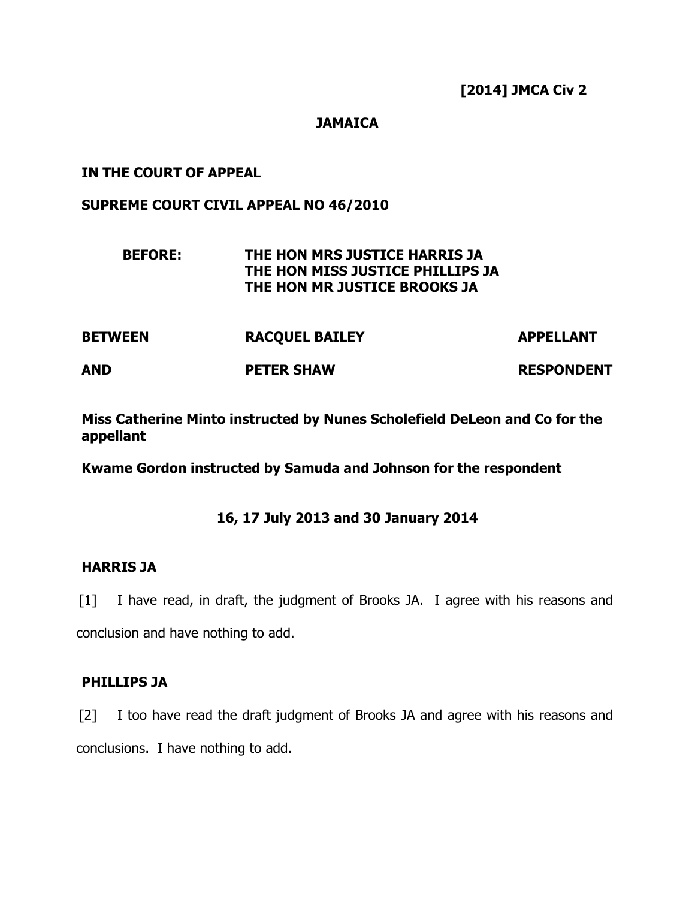**[2014] JMCA Civ 2**

**JAMAICA**

**IN THE COURT OF APPEAL**

**SUPREME COURT CIVIL APPEAL NO 46/2010**

**BEFORE: THE HON MRS JUSTICE HARRIS JA**
**THE HON MISS JUSTICE PHILLIPS JA**
**THE HON MR JUSTICE BROOKS JA**

| | | |
|---|---|---|
| **BETWEEN** | **RACQUEL BAILEY** | **APPELLANT** |
| **AND** | **PETER SHAW** | **RESPONDENT** |

**Miss Catherine Minto instructed by Nunes Scholefield DeLeon and Co for the appellant**

**Kwame Gordon instructed by Samuda and Johnson for the respondent**

**16, 17 July 2013 and 30 January 2014**

**HARRIS JA**

[1] I have read, in draft, the judgment of Brooks JA. I agree with his reasons and conclusion and have nothing to add.

**PHILLIPS JA**

[2] I too have read the draft judgment of Brooks JA and agree with his reasons and conclusions. I have nothing to add.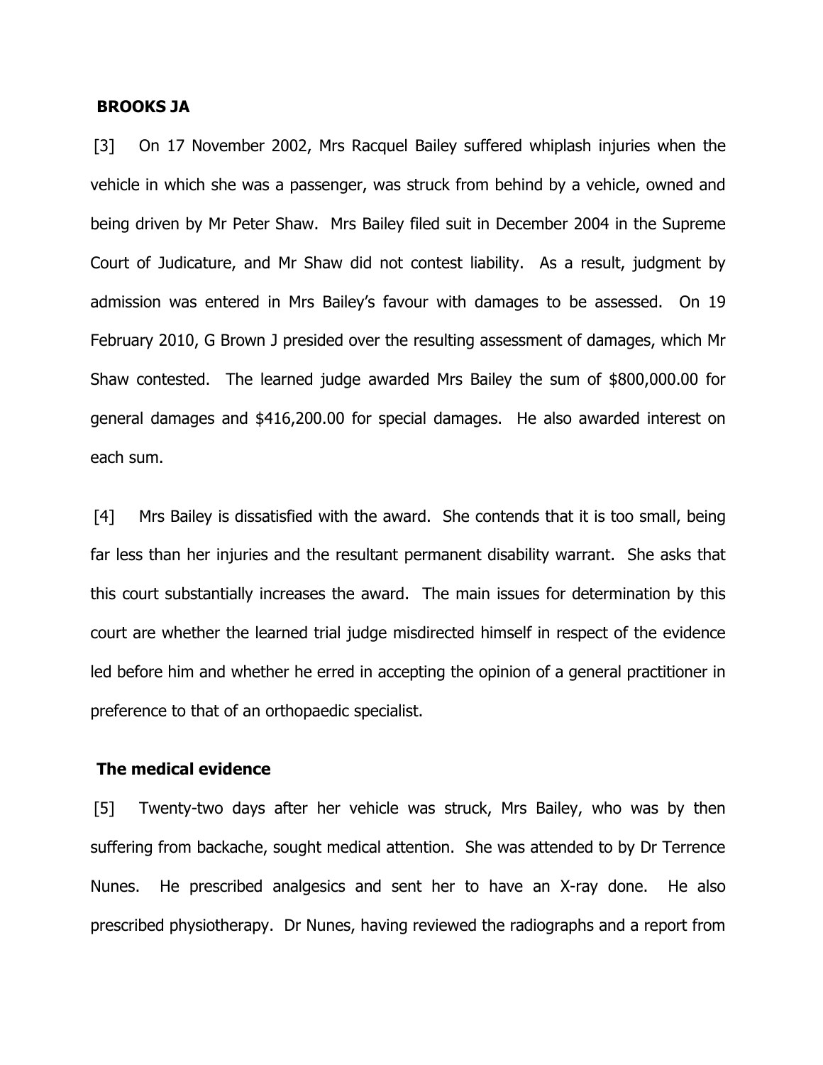**BROOKS JA**

[3] On 17 November 2002, Mrs Racquel Bailey suffered whiplash injuries when the vehicle in which she was a passenger, was struck from behind by a vehicle, owned and being driven by Mr Peter Shaw. Mrs Bailey filed suit in December 2004 in the Supreme Court of Judicature, and Mr Shaw did not contest liability. As a result, judgment by admission was entered in Mrs Bailey's favour with damages to be assessed. On 19 February 2010, G Brown J presided over the resulting assessment of damages, which Mr Shaw contested. The learned judge awarded Mrs Bailey the sum of $800,000.00 for general damages and $416,200.00 for special damages. He also awarded interest on each sum.

[4] Mrs Bailey is dissatisfied with the award. She contends that it is too small, being far less than her injuries and the resultant permanent disability warrant. She asks that this court substantially increases the award. The main issues for determination by this court are whether the learned trial judge misdirected himself in respect of the evidence led before him and whether he erred in accepting the opinion of a general practitioner in preference to that of an orthopaedic specialist.

**The medical evidence**

[5] Twenty-two days after her vehicle was struck, Mrs Bailey, who was by then suffering from backache, sought medical attention. She was attended to by Dr Terrence Nunes. He prescribed analgesics and sent her to have an X-ray done. He also prescribed physiotherapy. Dr Nunes, having reviewed the radiographs and a report from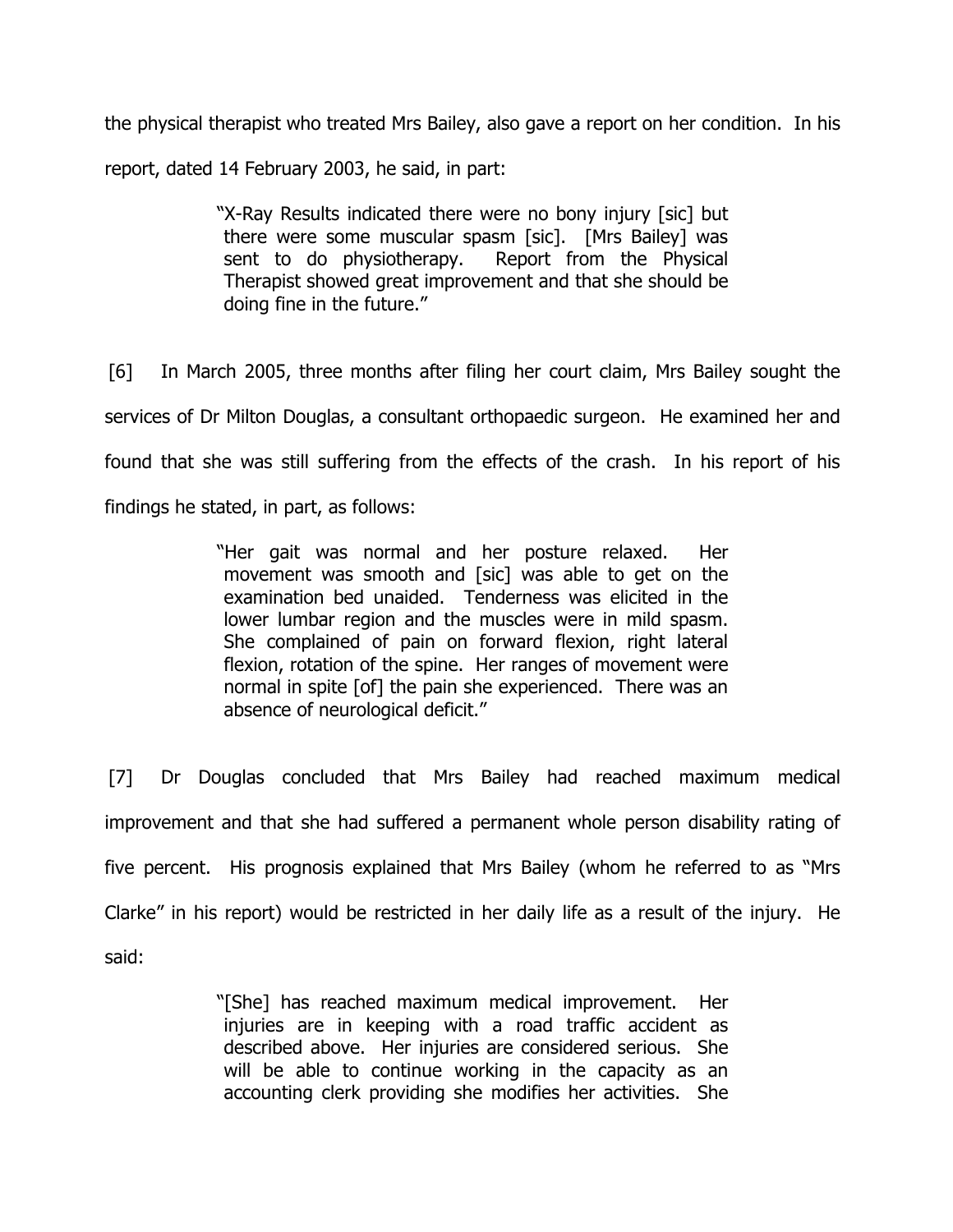the physical therapist who treated Mrs Bailey, also gave a report on her condition. In his report, dated 14 February 2003, he said, in part:

> "X-Ray Results indicated there were no bony injury [sic] but there were some muscular spasm [sic]. [Mrs Bailey] was sent to do physiotherapy. Report from the Physical Therapist showed great improvement and that she should be doing fine in the future."

[6] In March 2005, three months after filing her court claim, Mrs Bailey sought the services of Dr Milton Douglas, a consultant orthopaedic surgeon. He examined her and found that she was still suffering from the effects of the crash. In his report of his findings he stated, in part, as follows:

> "Her gait was normal and her posture relaxed. Her movement was smooth and [sic] was able to get on the examination bed unaided. Tenderness was elicited in the lower lumbar region and the muscles were in mild spasm. She complained of pain on forward flexion, right lateral flexion, rotation of the spine. Her ranges of movement were normal in spite [of] the pain she experienced. There was an absence of neurological deficit."

[7] Dr Douglas concluded that Mrs Bailey had reached maximum medical improvement and that she had suffered a permanent whole person disability rating of five percent. His prognosis explained that Mrs Bailey (whom he referred to as "Mrs Clarke" in his report) would be restricted in her daily life as a result of the injury. He said:

> "[She] has reached maximum medical improvement. Her injuries are in keeping with a road traffic accident as described above. Her injuries are considered serious. She will be able to continue working in the capacity as an accounting clerk providing she modifies her activities. She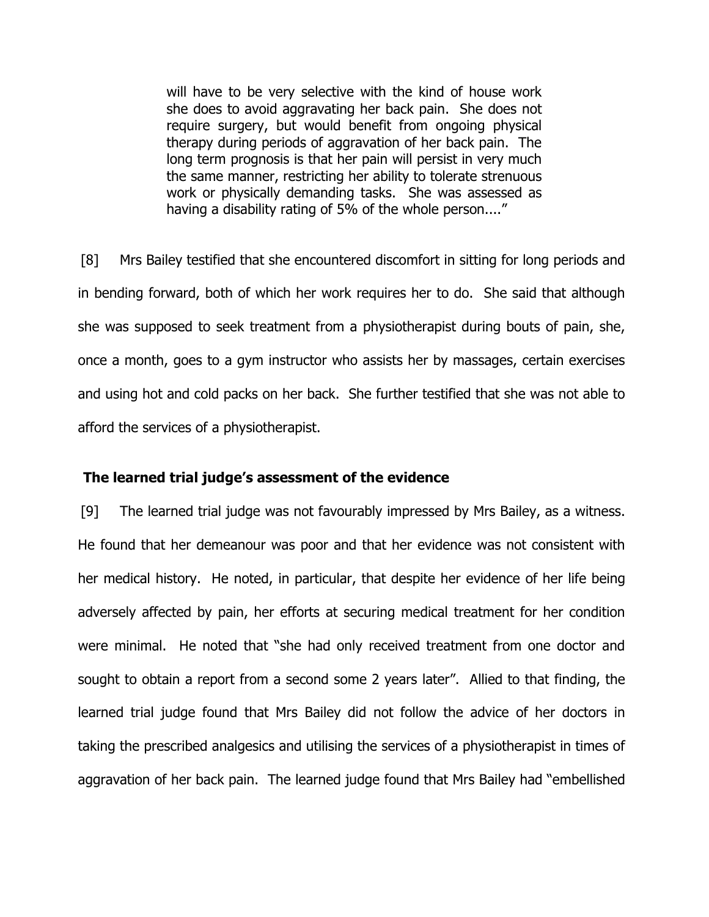> will have to be very selective with the kind of house work she does to avoid aggravating her back pain. She does not require surgery, but would benefit from ongoing physical therapy during periods of aggravation of her back pain. The long term prognosis is that her pain will persist in very much the same manner, restricting her ability to tolerate strenuous work or physically demanding tasks. She was assessed as having a disability rating of 5% of the whole person...."

[8] Mrs Bailey testified that she encountered discomfort in sitting for long periods and in bending forward, both of which her work requires her to do. She said that although she was supposed to seek treatment from a physiotherapist during bouts of pain, she, once a month, goes to a gym instructor who assists her by massages, certain exercises and using hot and cold packs on her back. She further testified that she was not able to afford the services of a physiotherapist.

**The learned trial judge's assessment of the evidence**

[9] The learned trial judge was not favourably impressed by Mrs Bailey, as a witness. He found that her demeanour was poor and that her evidence was not consistent with her medical history. He noted, in particular, that despite her evidence of her life being adversely affected by pain, her efforts at securing medical treatment for her condition were minimal. He noted that "she had only received treatment from one doctor and sought to obtain a report from a second some 2 years later". Allied to that finding, the learned trial judge found that Mrs Bailey did not follow the advice of her doctors in taking the prescribed analgesics and utilising the services of a physiotherapist in times of aggravation of her back pain. The learned judge found that Mrs Bailey had "embellished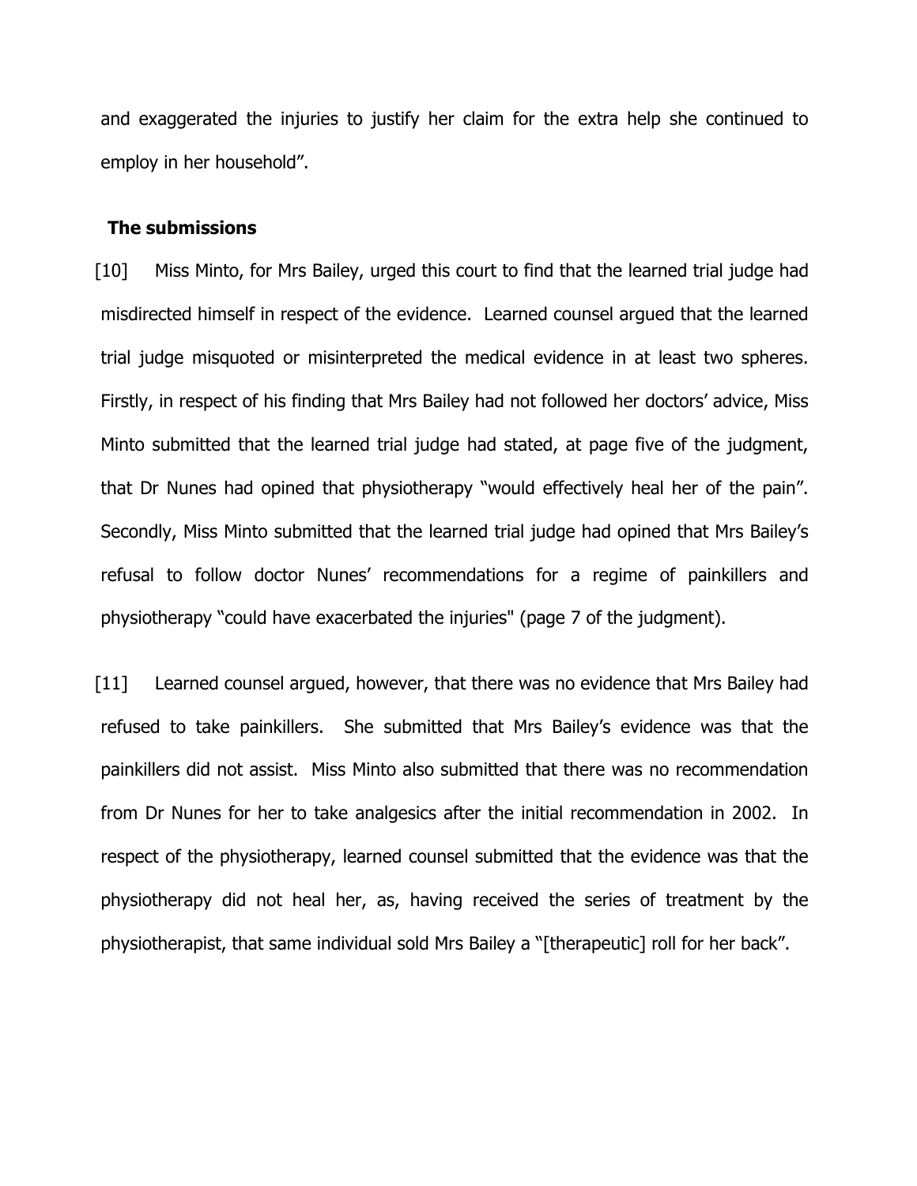and exaggerated the injuries to justify her claim for the extra help she continued to employ in her household".

**The submissions**

[10] Miss Minto, for Mrs Bailey, urged this court to find that the learned trial judge had misdirected himself in respect of the evidence. Learned counsel argued that the learned trial judge misquoted or misinterpreted the medical evidence in at least two spheres. Firstly, in respect of his finding that Mrs Bailey had not followed her doctors' advice, Miss Minto submitted that the learned trial judge had stated, at page five of the judgment, that Dr Nunes had opined that physiotherapy "would effectively heal her of the pain". Secondly, Miss Minto submitted that the learned trial judge had opined that Mrs Bailey's refusal to follow doctor Nunes' recommendations for a regime of painkillers and physiotherapy "could have exacerbated the injuries" (page 7 of the judgment).

[11] Learned counsel argued, however, that there was no evidence that Mrs Bailey had refused to take painkillers. She submitted that Mrs Bailey's evidence was that the painkillers did not assist. Miss Minto also submitted that there was no recommendation from Dr Nunes for her to take analgesics after the initial recommendation in 2002. In respect of the physiotherapy, learned counsel submitted that the evidence was that the physiotherapy did not heal her, as, having received the series of treatment by the physiotherapist, that same individual sold Mrs Bailey a "[therapeutic] roll for her back".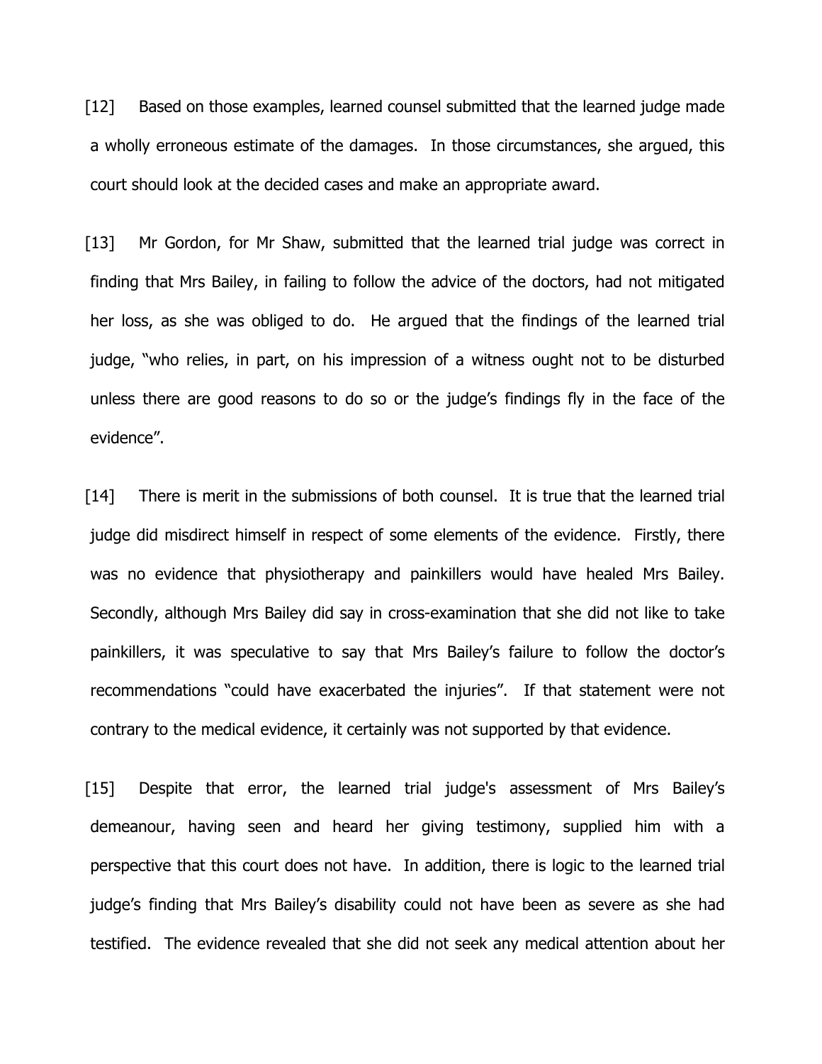[12] Based on those examples, learned counsel submitted that the learned judge made a wholly erroneous estimate of the damages. In those circumstances, she argued, this court should look at the decided cases and make an appropriate award.

[13] Mr Gordon, for Mr Shaw, submitted that the learned trial judge was correct in finding that Mrs Bailey, in failing to follow the advice of the doctors, had not mitigated her loss, as she was obliged to do. He argued that the findings of the learned trial judge, "who relies, in part, on his impression of a witness ought not to be disturbed unless there are good reasons to do so or the judge's findings fly in the face of the evidence".

[14] There is merit in the submissions of both counsel. It is true that the learned trial judge did misdirect himself in respect of some elements of the evidence. Firstly, there was no evidence that physiotherapy and painkillers would have healed Mrs Bailey. Secondly, although Mrs Bailey did say in cross-examination that she did not like to take painkillers, it was speculative to say that Mrs Bailey's failure to follow the doctor's recommendations "could have exacerbated the injuries". If that statement were not contrary to the medical evidence, it certainly was not supported by that evidence.

[15] Despite that error, the learned trial judge's assessment of Mrs Bailey's demeanour, having seen and heard her giving testimony, supplied him with a perspective that this court does not have. In addition, there is logic to the learned trial judge's finding that Mrs Bailey's disability could not have been as severe as she had testified. The evidence revealed that she did not seek any medical attention about her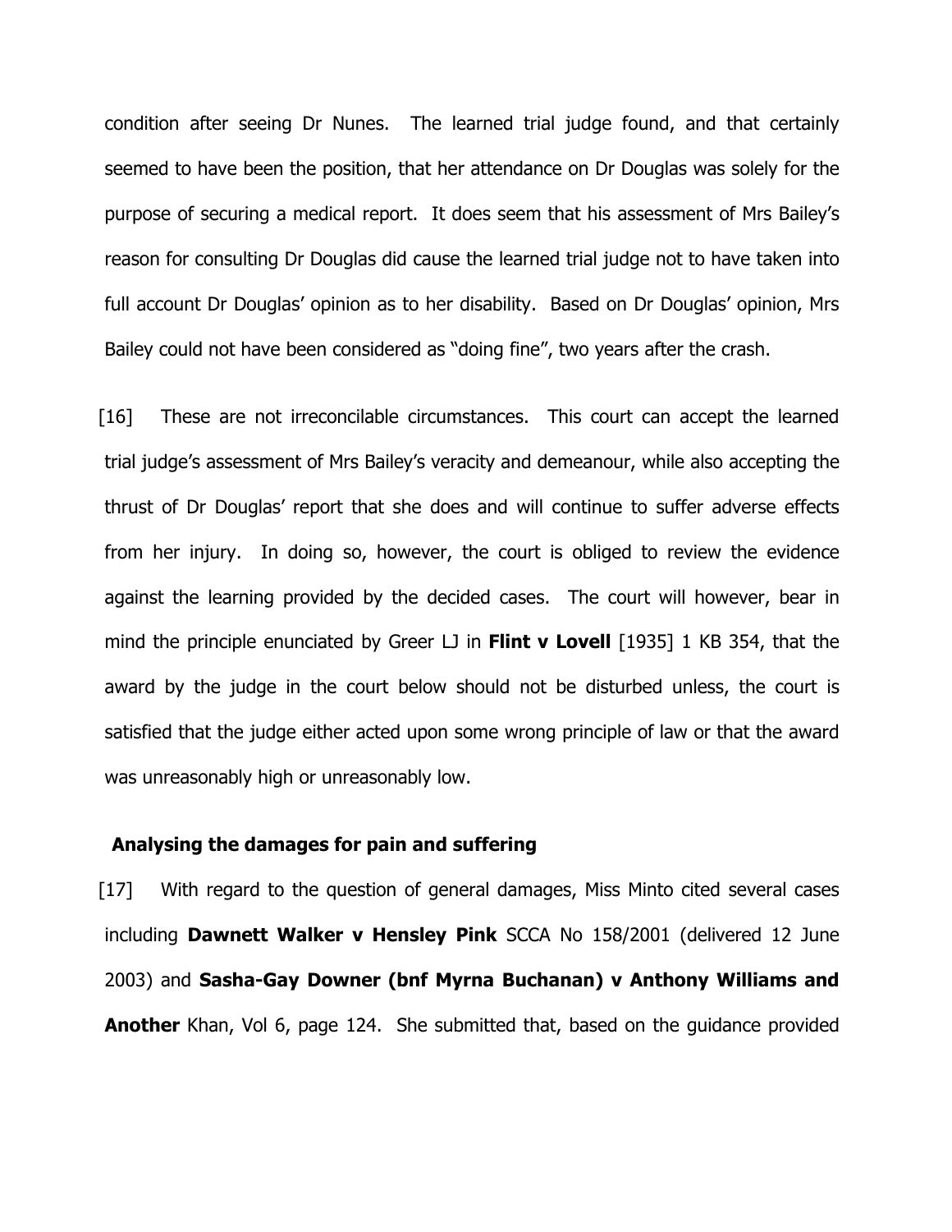condition after seeing Dr Nunes. The learned trial judge found, and that certainly seemed to have been the position, that her attendance on Dr Douglas was solely for the purpose of securing a medical report. It does seem that his assessment of Mrs Bailey's reason for consulting Dr Douglas did cause the learned trial judge not to have taken into full account Dr Douglas' opinion as to her disability. Based on Dr Douglas' opinion, Mrs Bailey could not have been considered as "doing fine", two years after the crash.

[16] These are not irreconcilable circumstances. This court can accept the learned trial judge's assessment of Mrs Bailey's veracity and demeanour, while also accepting the thrust of Dr Douglas' report that she does and will continue to suffer adverse effects from her injury. In doing so, however, the court is obliged to review the evidence against the learning provided by the decided cases. The court will however, bear in mind the principle enunciated by Greer LJ in **Flint v Lovell** [1935] 1 KB 354, that the award by the judge in the court below should not be disturbed unless, the court is satisfied that the judge either acted upon some wrong principle of law or that the award was unreasonably high or unreasonably low.

## Analysing the damages for pain and suffering

[17] With regard to the question of general damages, Miss Minto cited several cases including **Dawnett Walker v Hensley Pink** SCCA No 158/2001 (delivered 12 June 2003) and **Sasha-Gay Downer (bnf Myrna Buchanan) v Anthony Williams and Another** Khan, Vol 6, page 124. She submitted that, based on the guidance provided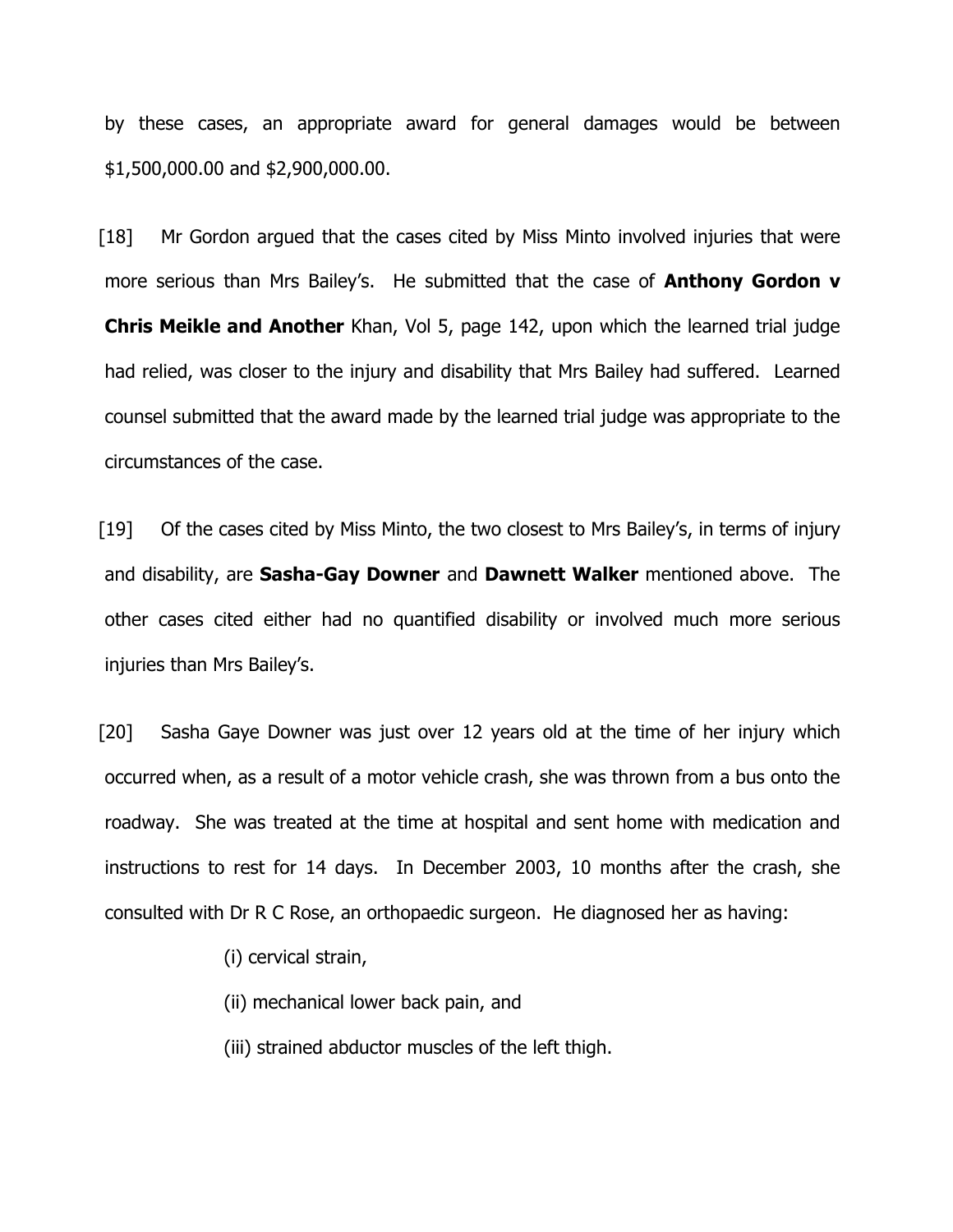by these cases, an appropriate award for general damages would be between $1,500,000.00 and $2,900,000.00.

[18] Mr Gordon argued that the cases cited by Miss Minto involved injuries that were more serious than Mrs Bailey's. He submitted that the case of **Anthony Gordon v Chris Meikle and Another** Khan, Vol 5, page 142, upon which the learned trial judge had relied, was closer to the injury and disability that Mrs Bailey had suffered. Learned counsel submitted that the award made by the learned trial judge was appropriate to the circumstances of the case.

[19] Of the cases cited by Miss Minto, the two closest to Mrs Bailey's, in terms of injury and disability, are **Sasha-Gay Downer** and **Dawnett Walker** mentioned above. The other cases cited either had no quantified disability or involved much more serious injuries than Mrs Bailey's.

[20] Sasha Gaye Downer was just over 12 years old at the time of her injury which occurred when, as a result of a motor vehicle crash, she was thrown from a bus onto the roadway. She was treated at the time at hospital and sent home with medication and instructions to rest for 14 days. In December 2003, 10 months after the crash, she consulted with Dr R C Rose, an orthopaedic surgeon. He diagnosed her as having:

(i) cervical strain,

(ii) mechanical lower back pain, and

(iii) strained abductor muscles of the left thigh.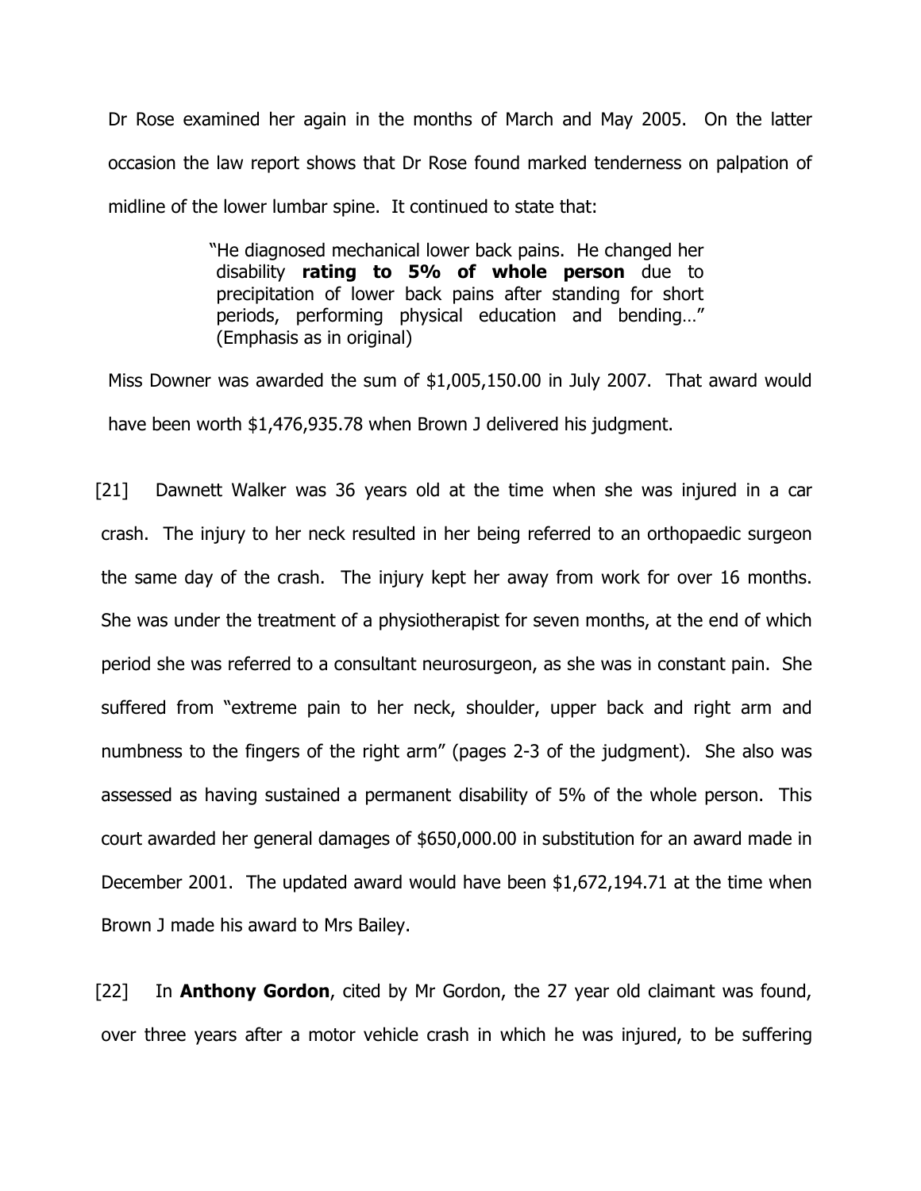Dr Rose examined her again in the months of March and May 2005. On the latter occasion the law report shows that Dr Rose found marked tenderness on palpation of midline of the lower lumbar spine. It continued to state that:

> "He diagnosed mechanical lower back pains. He changed her disability **rating to 5% of whole person** due to precipitation of lower back pains after standing for short periods, performing physical education and bending…" (Emphasis as in original)

Miss Downer was awarded the sum of $1,005,150.00 in July 2007. That award would have been worth $1,476,935.78 when Brown J delivered his judgment.

[21] Dawnett Walker was 36 years old at the time when she was injured in a car crash. The injury to her neck resulted in her being referred to an orthopaedic surgeon the same day of the crash. The injury kept her away from work for over 16 months. She was under the treatment of a physiotherapist for seven months, at the end of which period she was referred to a consultant neurosurgeon, as she was in constant pain. She suffered from "extreme pain to her neck, shoulder, upper back and right arm and numbness to the fingers of the right arm" (pages 2-3 of the judgment). She also was assessed as having sustained a permanent disability of 5% of the whole person. This court awarded her general damages of $650,000.00 in substitution for an award made in December 2001. The updated award would have been $1,672,194.71 at the time when Brown J made his award to Mrs Bailey.

[22] In **Anthony Gordon**, cited by Mr Gordon, the 27 year old claimant was found, over three years after a motor vehicle crash in which he was injured, to be suffering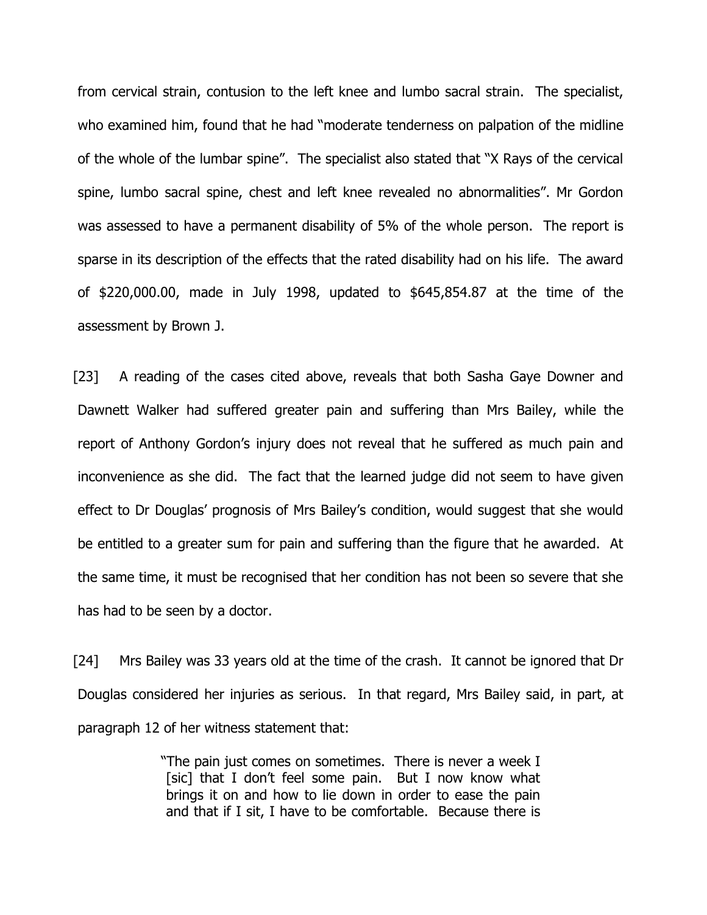from cervical strain, contusion to the left knee and lumbo sacral strain. The specialist, who examined him, found that he had "moderate tenderness on palpation of the midline of the whole of the lumbar spine". The specialist also stated that "X Rays of the cervical spine, lumbo sacral spine, chest and left knee revealed no abnormalities". Mr Gordon was assessed to have a permanent disability of 5% of the whole person. The report is sparse in its description of the effects that the rated disability had on his life. The award of $220,000.00, made in July 1998, updated to $645,854.87 at the time of the assessment by Brown J.

[23] A reading of the cases cited above, reveals that both Sasha Gaye Downer and Dawnett Walker had suffered greater pain and suffering than Mrs Bailey, while the report of Anthony Gordon's injury does not reveal that he suffered as much pain and inconvenience as she did. The fact that the learned judge did not seem to have given effect to Dr Douglas' prognosis of Mrs Bailey's condition, would suggest that she would be entitled to a greater sum for pain and suffering than the figure that he awarded. At the same time, it must be recognised that her condition has not been so severe that she has had to be seen by a doctor.

[24] Mrs Bailey was 33 years old at the time of the crash. It cannot be ignored that Dr Douglas considered her injuries as serious. In that regard, Mrs Bailey said, in part, at paragraph 12 of her witness statement that:

> "The pain just comes on sometimes. There is never a week I [sic] that I don't feel some pain. But I now know what brings it on and how to lie down in order to ease the pain and that if I sit, I have to be comfortable. Because there is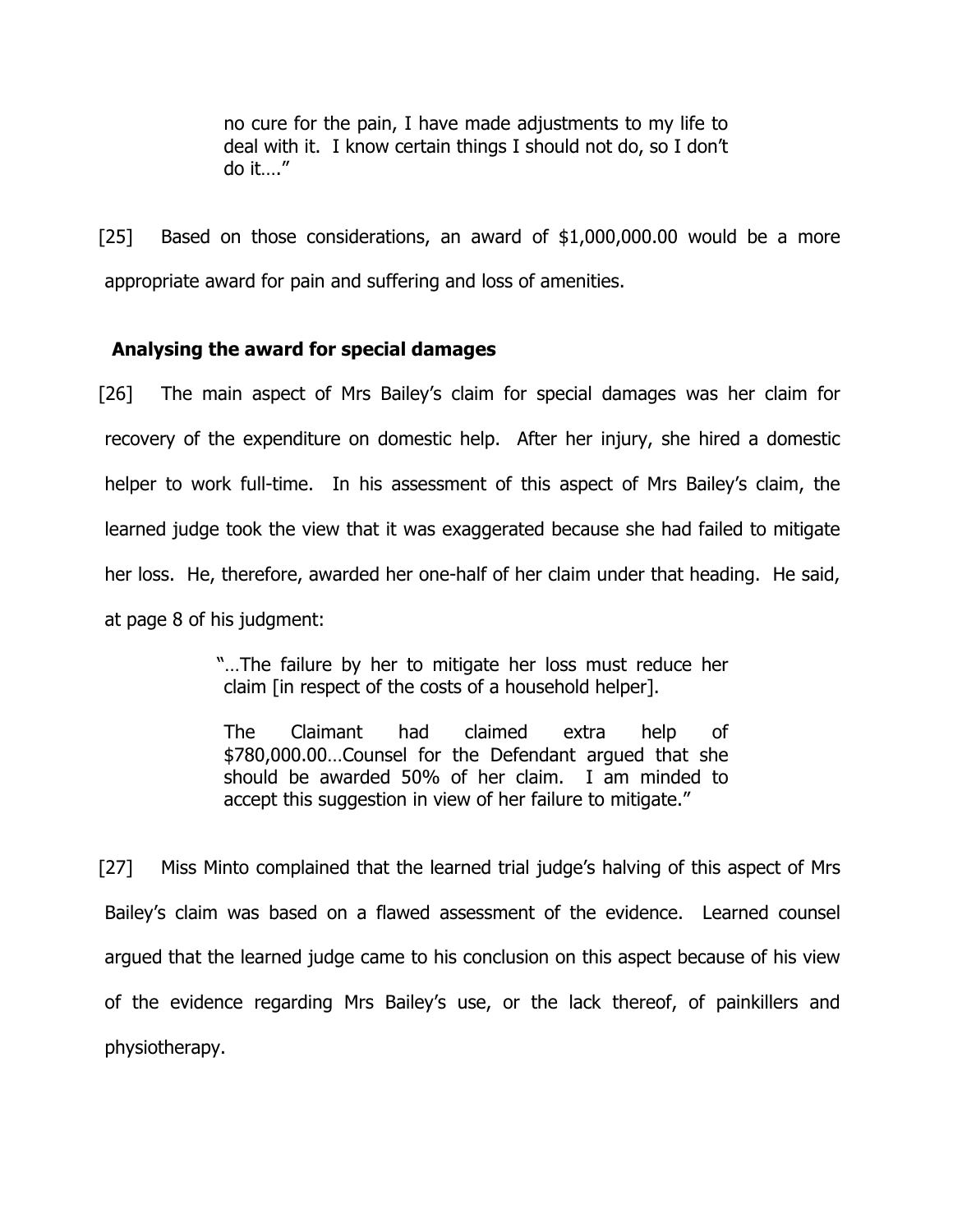> no cure for the pain, I have made adjustments to my life to deal with it. I know certain things I should not do, so I don't do it…."

[25] Based on those considerations, an award of $1,000,000.00 would be a more appropriate award for pain and suffering and loss of amenities.

**Analysing the award for special damages**

[26] The main aspect of Mrs Bailey's claim for special damages was her claim for recovery of the expenditure on domestic help. After her injury, she hired a domestic helper to work full-time. In his assessment of this aspect of Mrs Bailey's claim, the learned judge took the view that it was exaggerated because she had failed to mitigate her loss. He, therefore, awarded her one-half of her claim under that heading. He said, at page 8 of his judgment:

> "…The failure by her to mitigate her loss must reduce her claim [in respect of the costs of a household helper].
>
> The Claimant had claimed extra help of $780,000.00…Counsel for the Defendant argued that she should be awarded 50% of her claim. I am minded to accept this suggestion in view of her failure to mitigate."

[27] Miss Minto complained that the learned trial judge's halving of this aspect of Mrs Bailey's claim was based on a flawed assessment of the evidence. Learned counsel argued that the learned judge came to his conclusion on this aspect because of his view of the evidence regarding Mrs Bailey's use, or the lack thereof, of painkillers and physiotherapy.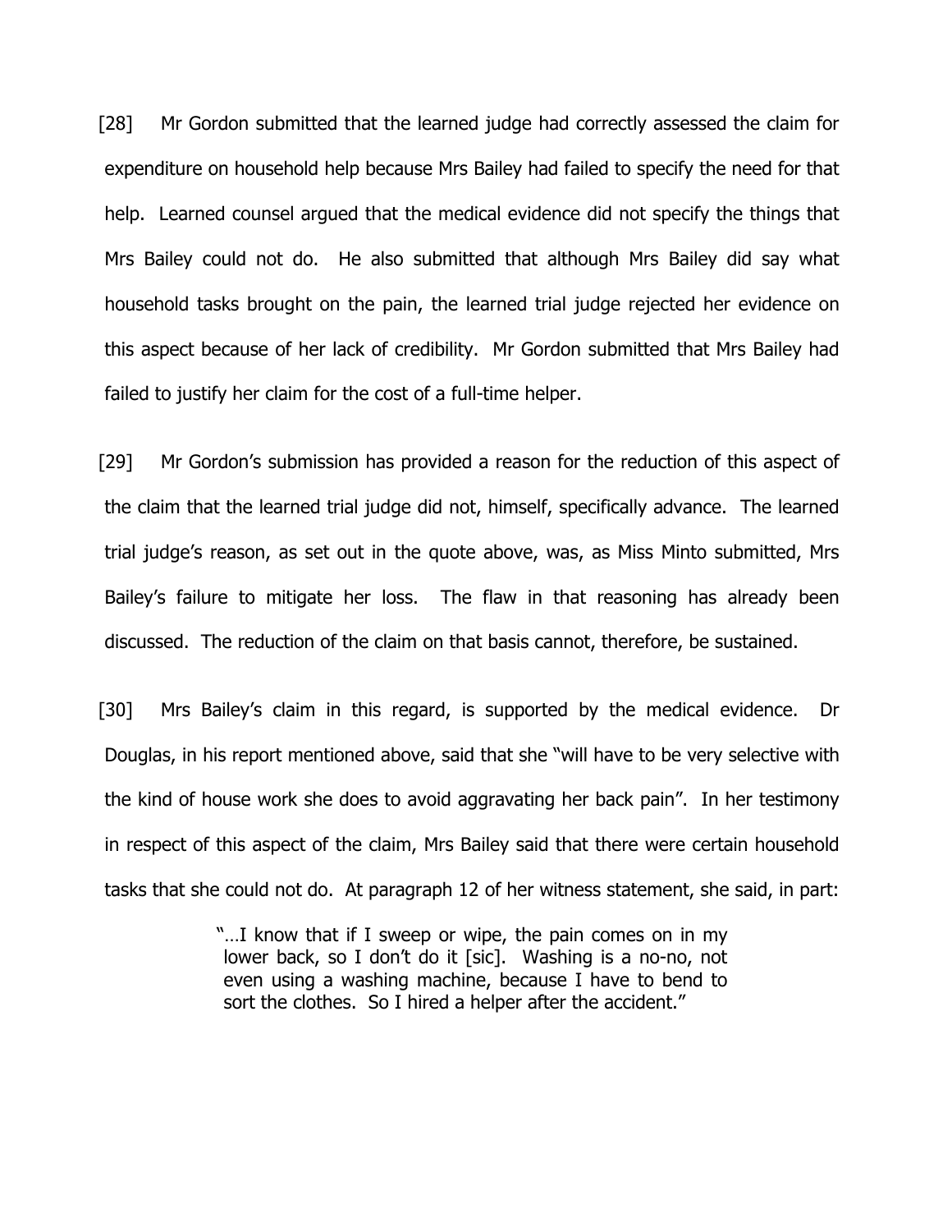[28] Mr Gordon submitted that the learned judge had correctly assessed the claim for expenditure on household help because Mrs Bailey had failed to specify the need for that help. Learned counsel argued that the medical evidence did not specify the things that Mrs Bailey could not do. He also submitted that although Mrs Bailey did say what household tasks brought on the pain, the learned trial judge rejected her evidence on this aspect because of her lack of credibility. Mr Gordon submitted that Mrs Bailey had failed to justify her claim for the cost of a full-time helper.

[29] Mr Gordon's submission has provided a reason for the reduction of this aspect of the claim that the learned trial judge did not, himself, specifically advance. The learned trial judge's reason, as set out in the quote above, was, as Miss Minto submitted, Mrs Bailey's failure to mitigate her loss. The flaw in that reasoning has already been discussed. The reduction of the claim on that basis cannot, therefore, be sustained.

[30] Mrs Bailey's claim in this regard, is supported by the medical evidence. Dr Douglas, in his report mentioned above, said that she "will have to be very selective with the kind of house work she does to avoid aggravating her back pain". In her testimony in respect of this aspect of the claim, Mrs Bailey said that there were certain household tasks that she could not do. At paragraph 12 of her witness statement, she said, in part:

> "…I know that if I sweep or wipe, the pain comes on in my lower back, so I don't do it [sic]. Washing is a no-no, not even using a washing machine, because I have to bend to sort the clothes. So I hired a helper after the accident."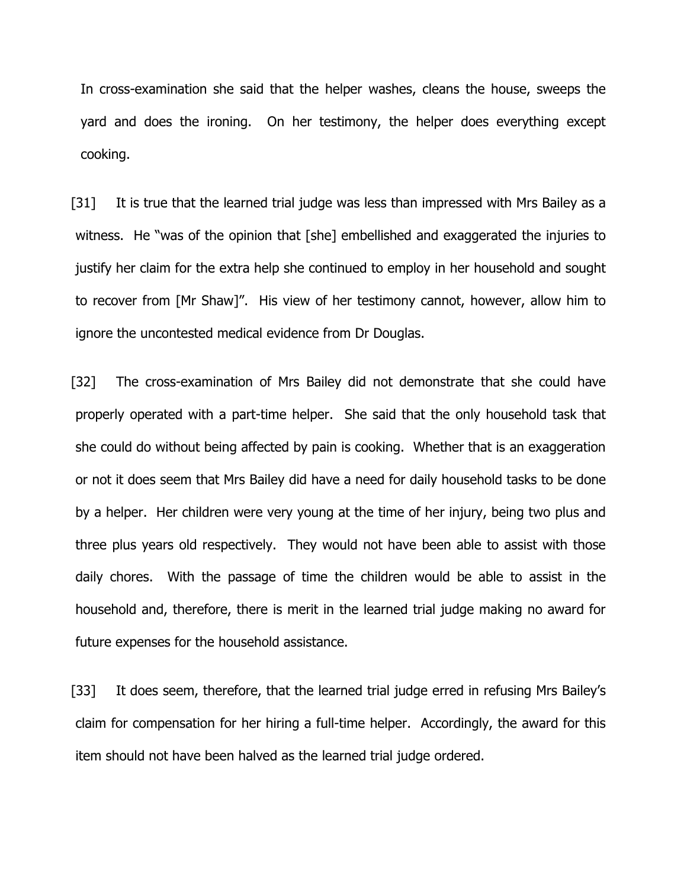In cross-examination she said that the helper washes, cleans the house, sweeps the yard and does the ironing. On her testimony, the helper does everything except cooking.

[31] It is true that the learned trial judge was less than impressed with Mrs Bailey as a witness. He "was of the opinion that [she] embellished and exaggerated the injuries to justify her claim for the extra help she continued to employ in her household and sought to recover from [Mr Shaw]". His view of her testimony cannot, however, allow him to ignore the uncontested medical evidence from Dr Douglas.

[32] The cross-examination of Mrs Bailey did not demonstrate that she could have properly operated with a part-time helper. She said that the only household task that she could do without being affected by pain is cooking. Whether that is an exaggeration or not it does seem that Mrs Bailey did have a need for daily household tasks to be done by a helper. Her children were very young at the time of her injury, being two plus and three plus years old respectively. They would not have been able to assist with those daily chores. With the passage of time the children would be able to assist in the household and, therefore, there is merit in the learned trial judge making no award for future expenses for the household assistance.

[33] It does seem, therefore, that the learned trial judge erred in refusing Mrs Bailey's claim for compensation for her hiring a full-time helper. Accordingly, the award for this item should not have been halved as the learned trial judge ordered.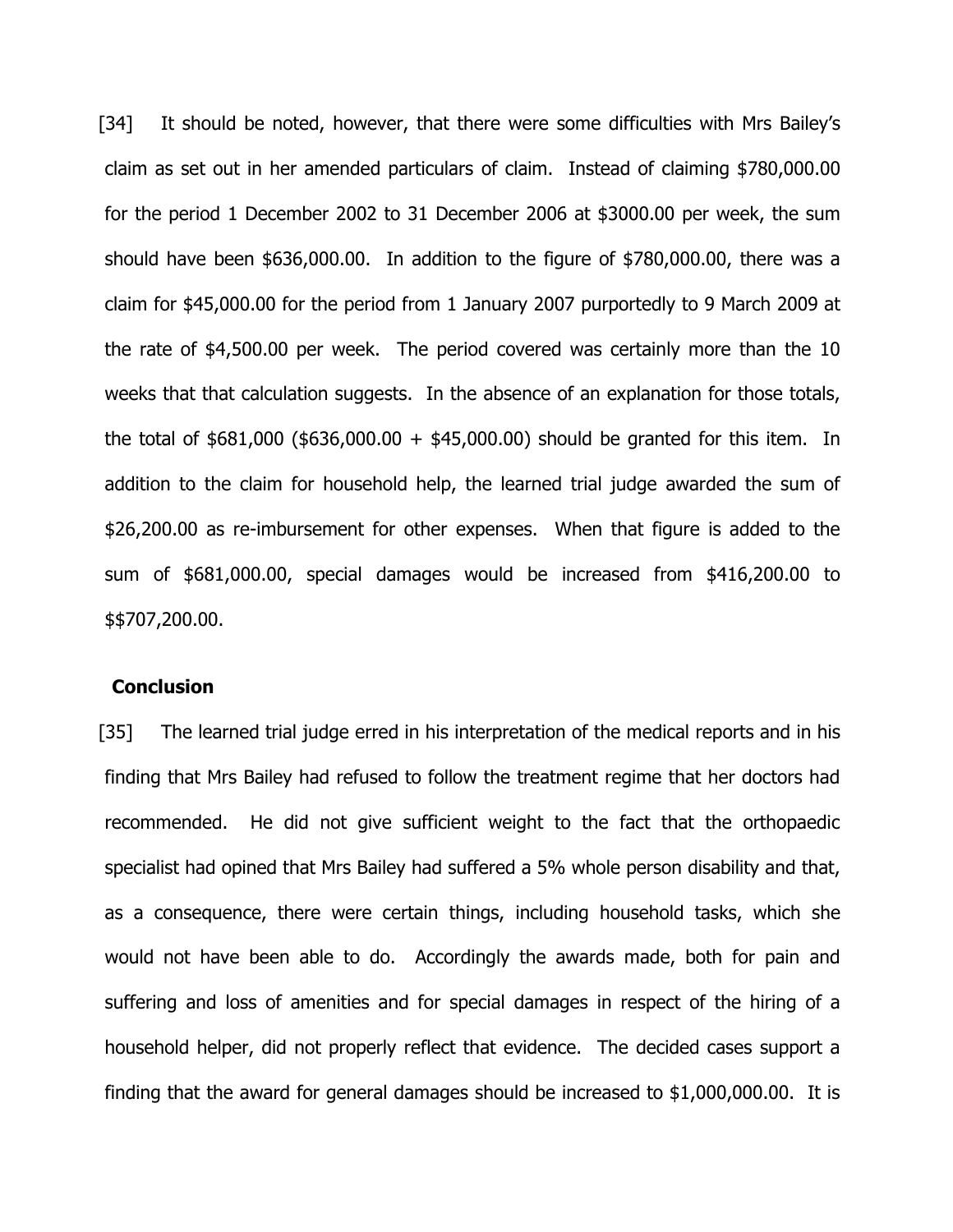[34] It should be noted, however, that there were some difficulties with Mrs Bailey's claim as set out in her amended particulars of claim. Instead of claiming $780,000.00 for the period 1 December 2002 to 31 December 2006 at $3000.00 per week, the sum should have been $636,000.00. In addition to the figure of $780,000.00, there was a claim for $45,000.00 for the period from 1 January 2007 purportedly to 9 March 2009 at the rate of $4,500.00 per week. The period covered was certainly more than the 10 weeks that that calculation suggests. In the absence of an explanation for those totals, the total of $681,000 ($636,000.00 + $45,000.00) should be granted for this item. In addition to the claim for household help, the learned trial judge awarded the sum of $26,200.00 as re-imbursement for other expenses. When that figure is added to the sum of $681,000.00, special damages would be increased from $416,200.00 to $$707,200.00.

**Conclusion**

[35] The learned trial judge erred in his interpretation of the medical reports and in his finding that Mrs Bailey had refused to follow the treatment regime that her doctors had recommended. He did not give sufficient weight to the fact that the orthopaedic specialist had opined that Mrs Bailey had suffered a 5% whole person disability and that, as a consequence, there were certain things, including household tasks, which she would not have been able to do. Accordingly the awards made, both for pain and suffering and loss of amenities and for special damages in respect of the hiring of a household helper, did not properly reflect that evidence. The decided cases support a finding that the award for general damages should be increased to $1,000,000.00. It is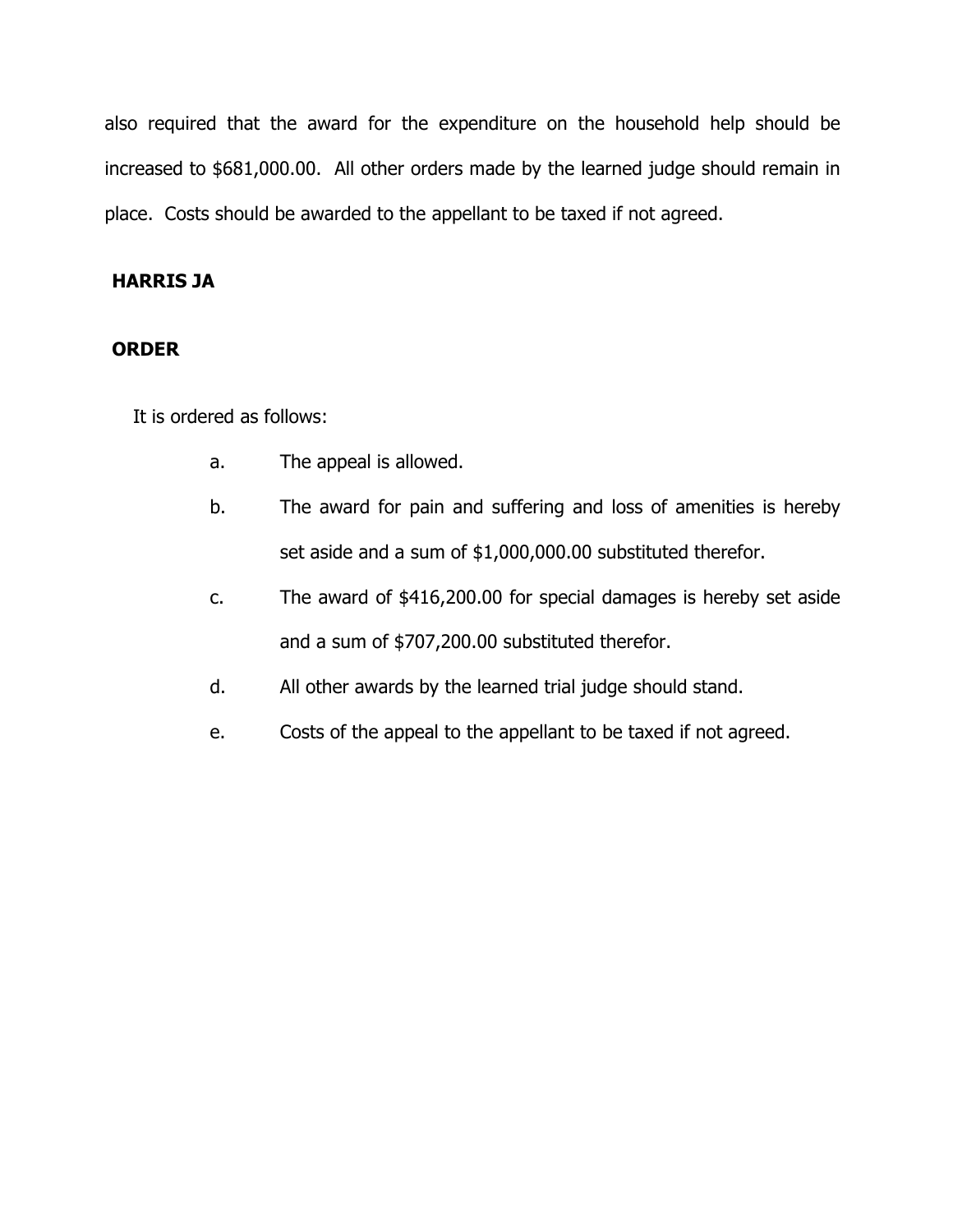also required that the award for the expenditure on the household help should be increased to $681,000.00. All other orders made by the learned judge should remain in place. Costs should be awarded to the appellant to be taxed if not agreed.

**HARRIS JA**

**ORDER**

It is ordered as follows:

a. The appeal is allowed.

b. The award for pain and suffering and loss of amenities is hereby set aside and a sum of $1,000,000.00 substituted therefor.

c. The award of $416,200.00 for special damages is hereby set aside and a sum of $707,200.00 substituted therefor.

d. All other awards by the learned trial judge should stand.

e. Costs of the appeal to the appellant to be taxed if not agreed.